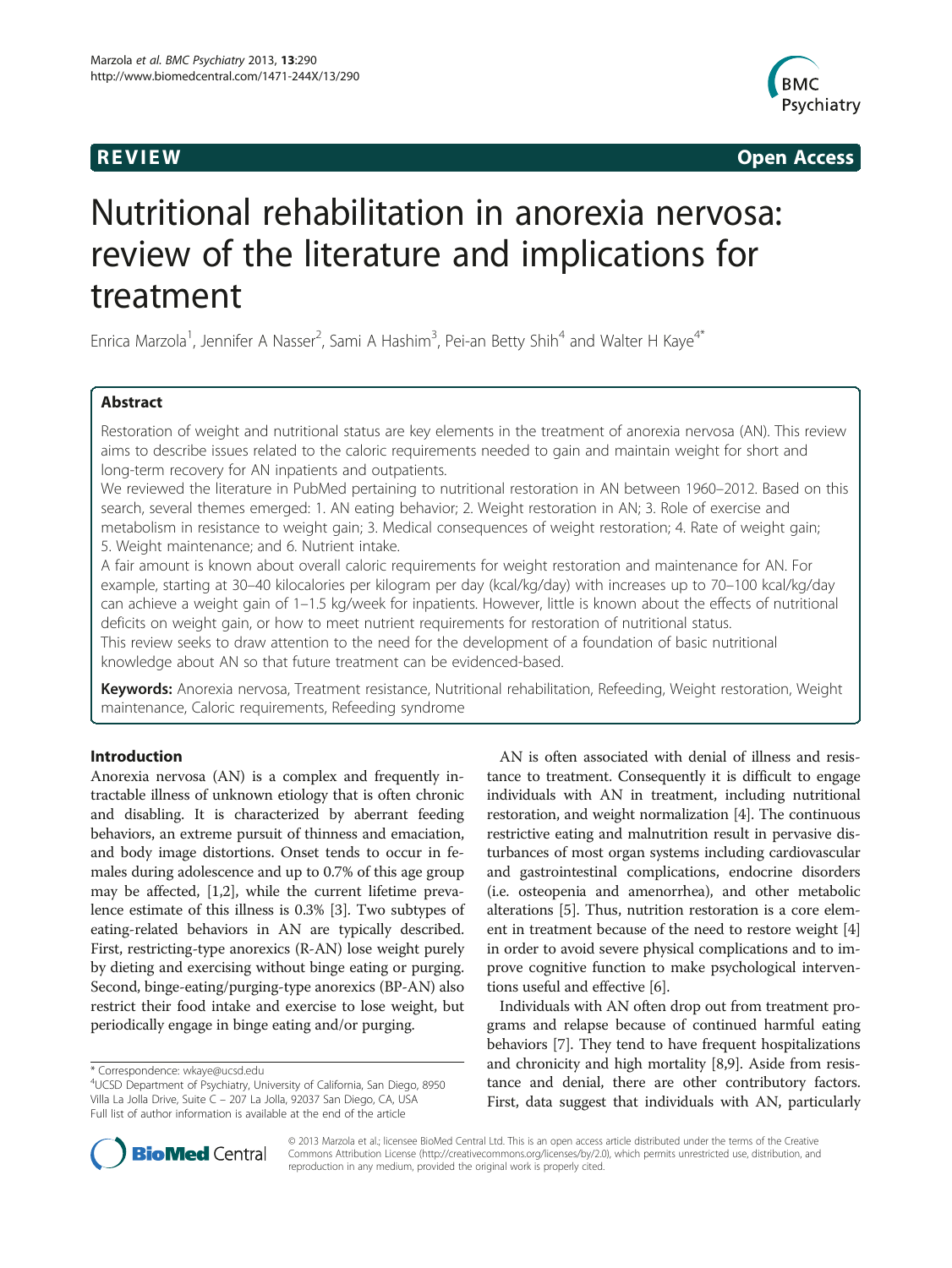**REVIEW** **Open Access**

# Nutritional rehabilitation in anorexia nervosa: review of the literature and implications for treatment

Enrica Marzola[1], Jennifer A Nasser[2], Sami A Hashim[3], Pei-an Betty Shih[4] and Walter H Kaye[4*]

## Abstract

Restoration of weight and nutritional status are key elements in the treatment of anorexia nervosa (AN). This review aims to describe issues related to the caloric requirements needed to gain and maintain weight for short and long-term recovery for AN inpatients and outpatients.

We reviewed the literature in PubMed pertaining to nutritional restoration in AN between 1960–2012. Based on this search, several themes emerged: 1. AN eating behavior; 2. Weight restoration in AN; 3. Role of exercise and metabolism in resistance to weight gain; 3. Medical consequences of weight restoration; 4. Rate of weight gain; 5. Weight maintenance; and 6. Nutrient intake.

A fair amount is known about overall caloric requirements for weight restoration and maintenance for AN. For example, starting at 30–40 kilocalories per kilogram per day (kcal/kg/day) with increases up to 70–100 kcal/kg/day can achieve a weight gain of 1–1.5 kg/week for inpatients. However, little is known about the effects of nutritional deficits on weight gain, or how to meet nutrient requirements for restoration of nutritional status.

This review seeks to draw attention to the need for the development of a foundation of basic nutritional knowledge about AN so that future treatment can be evidenced-based.

**Keywords:** Anorexia nervosa, Treatment resistance, Nutritional rehabilitation, Refeeding, Weight restoration, Weight maintenance, Caloric requirements, Refeeding syndrome

## Introduction

Anorexia nervosa (AN) is a complex and frequently intractable illness of unknown etiology that is often chronic and disabling. It is characterized by aberrant feeding behaviors, an extreme pursuit of thinness and emaciation, and body image distortions. Onset tends to occur in females during adolescence and up to 0.7% of this age group may be affected, [1,2], while the current lifetime prevalence estimate of this illness is 0.3% [3]. Two subtypes of eating-related behaviors in AN are typically described. First, restricting-type anorexics (R-AN) lose weight purely by dieting and exercising without binge eating or purging. Second, binge-eating/purging-type anorexics (BP-AN) also restrict their food intake and exercise to lose weight, but periodically engage in binge eating and/or purging.

AN is often associated with denial of illness and resistance to treatment. Consequently it is difficult to engage individuals with AN in treatment, including nutritional restoration, and weight normalization [4]. The continuous restrictive eating and malnutrition result in pervasive disturbances of most organ systems including cardiovascular and gastrointestinal complications, endocrine disorders (i.e. osteopenia and amenorrhea), and other metabolic alterations [5]. Thus, nutrition restoration is a core element in treatment because of the need to restore weight [4] in order to avoid severe physical complications and to improve cognitive function to make psychological interventions useful and effective [6].

Individuals with AN often drop out from treatment programs and relapse because of continued harmful eating behaviors [7]. They tend to have frequent hospitalizations and chronicity and high mortality [8,9]. Aside from resistance and denial, there are other contributory factors. First, data suggest that individuals with AN, particularly

\* Correspondence: wkaye@ucsd.edu
[4]UCSD Department of Psychiatry, University of California, San Diego, 8950 Villa La Jolla Drive, Suite C – 207 La Jolla, 92037 San Diego, CA, USA
Full list of author information is available at the end of the article

© 2013 Marzola et al.; licensee BioMed Central Ltd. This is an open access article distributed under the terms of the Creative Commons Attribution License (http://creativecommons.org/licenses/by/2.0), which permits unrestricted use, distribution, and reproduction in any medium, provided the original work is properly cited.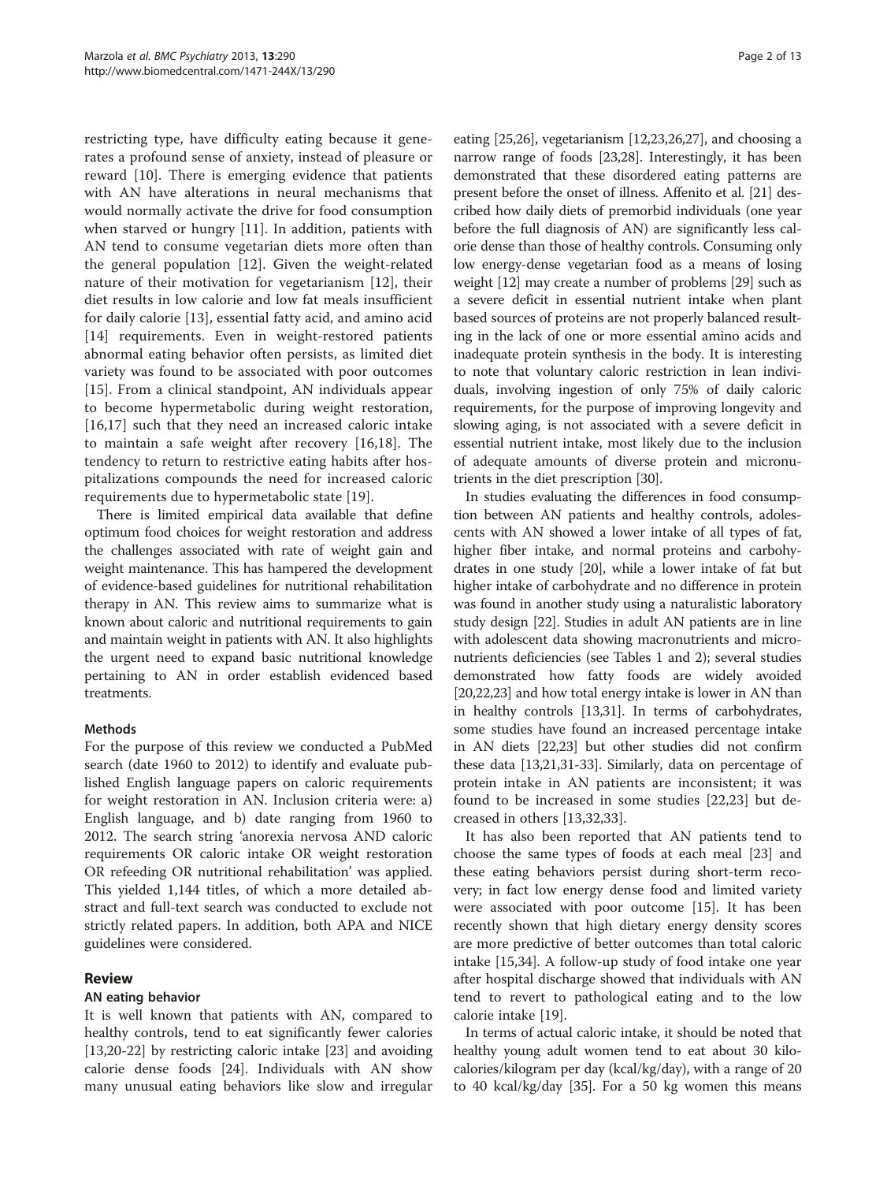restricting type, have difficulty eating because it generates a profound sense of anxiety, instead of pleasure or reward [10]. There is emerging evidence that patients with AN have alterations in neural mechanisms that would normally activate the drive for food consumption when starved or hungry [11]. In addition, patients with AN tend to consume vegetarian diets more often than the general population [12]. Given the weight-related nature of their motivation for vegetarianism [12], their diet results in low calorie and low fat meals insufficient for daily calorie [13], essential fatty acid, and amino acid [14] requirements. Even in weight-restored patients abnormal eating behavior often persists, as limited diet variety was found to be associated with poor outcomes [15]. From a clinical standpoint, AN individuals appear to become hypermetabolic during weight restoration, [16,17] such that they need an increased caloric intake to maintain a safe weight after recovery [16,18]. The tendency to return to restrictive eating habits after hospitalizations compounds the need for increased caloric requirements due to hypermetabolic state [19].

There is limited empirical data available that define optimum food choices for weight restoration and address the challenges associated with rate of weight gain and weight maintenance. This has hampered the development of evidence-based guidelines for nutritional rehabilitation therapy in AN. This review aims to summarize what is known about caloric and nutritional requirements to gain and maintain weight in patients with AN. It also highlights the urgent need to expand basic nutritional knowledge pertaining to AN in order establish evidenced based treatments.

## Methods

For the purpose of this review we conducted a PubMed search (date 1960 to 2012) to identify and evaluate published English language papers on caloric requirements for weight restoration in AN. Inclusion criteria were: a) English language, and b) date ranging from 1960 to 2012. The search string 'anorexia nervosa AND caloric requirements OR caloric intake OR weight restoration OR refeeding OR nutritional rehabilitation' was applied. This yielded 1,144 titles, of which a more detailed abstract and full-text search was conducted to exclude not strictly related papers. In addition, both APA and NICE guidelines were considered.

## Review

### AN eating behavior

It is well known that patients with AN, compared to healthy controls, tend to eat significantly fewer calories [13,20-22] by restricting caloric intake [23] and avoiding calorie dense foods [24]. Individuals with AN show many unusual eating behaviors like slow and irregular eating [25,26], vegetarianism [12,23,26,27], and choosing a narrow range of foods [23,28]. Interestingly, it has been demonstrated that these disordered eating patterns are present before the onset of illness. Affenito et al. [21] described how daily diets of premorbid individuals (one year before the full diagnosis of AN) are significantly less calorie dense than those of healthy controls. Consuming only low energy-dense vegetarian food as a means of losing weight [12] may create a number of problems [29] such as a severe deficit in essential nutrient intake when plant based sources of proteins are not properly balanced resulting in the lack of one or more essential amino acids and inadequate protein synthesis in the body. It is interesting to note that voluntary caloric restriction in lean individuals, involving ingestion of only 75% of daily caloric requirements, for the purpose of improving longevity and slowing aging, is not associated with a severe deficit in essential nutrient intake, most likely due to the inclusion of adequate amounts of diverse protein and micronutrients in the diet prescription [30].

In studies evaluating the differences in food consumption between AN patients and healthy controls, adolescents with AN showed a lower intake of all types of fat, higher fiber intake, and normal proteins and carbohydrates in one study [20], while a lower intake of fat but higher intake of carbohydrate and no difference in protein was found in another study using a naturalistic laboratory study design [22]. Studies in adult AN patients are in line with adolescent data showing macronutrients and micronutrients deficiencies (see Tables 1 and 2); several studies demonstrated how fatty foods are widely avoided [20,22,23] and how total energy intake is lower in AN than in healthy controls [13,31]. In terms of carbohydrates, some studies have found an increased percentage intake in AN diets [22,23] but other studies did not confirm these data [13,21,31-33]. Similarly, data on percentage of protein intake in AN patients are inconsistent; it was found to be increased in some studies [22,23] but decreased in others [13,32,33].

It has also been reported that AN patients tend to choose the same types of foods at each meal [23] and these eating behaviors persist during short-term recovery; in fact low energy dense food and limited variety were associated with poor outcome [15]. It has been recently shown that high dietary energy density scores are more predictive of better outcomes than total caloric intake [15,34]. A follow-up study of food intake one year after hospital discharge showed that individuals with AN tend to revert to pathological eating and to the low calorie intake [19].

In terms of actual caloric intake, it should be noted that healthy young adult women tend to eat about 30 kilocalories/kilogram per day (kcal/kg/day), with a range of 20 to 40 kcal/kg/day [35]. For a 50 kg women this means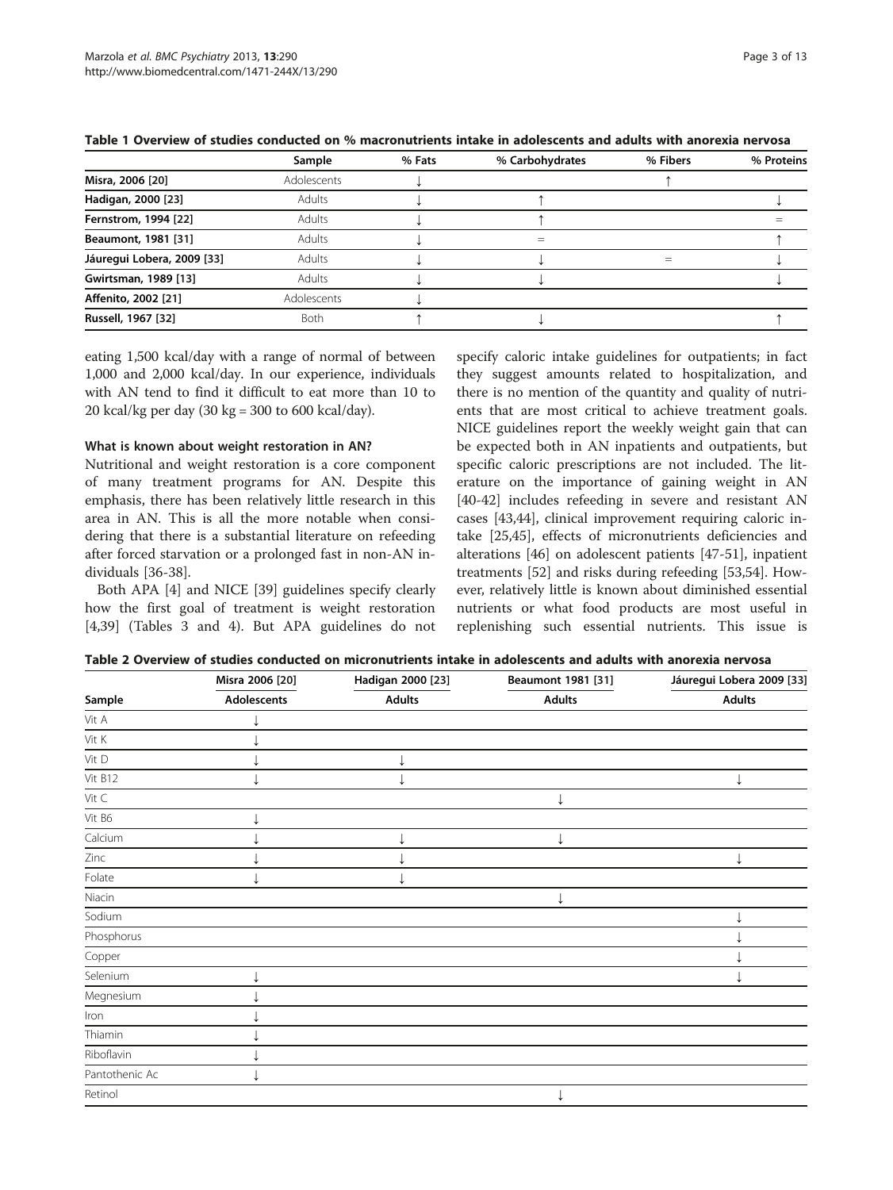**Table 1 Overview of studies conducted on % macronutrients intake in adolescents and adults with anorexia nervosa**

| | Sample | % Fats | % Carbohydrates | % Fibers | % Proteins |
|---|---|---|---|---|---|
| **Misra, 2006 [20]** | Adolescents | ↓ | | ↑ | |
| **Hadigan, 2000 [23]** | Adults | ↓ | ↑ | | ↓ |
| **Fernstrom, 1994 [22]** | Adults | ↓ | ↑ | | = |
| **Beaumont, 1981 [31]** | Adults | ↓ | = | | ↑ |
| **Jáuregui Lobera, 2009 [33]** | Adults | ↓ | ↓ | = | ↓ |
| **Gwirtsman, 1989 [13]** | Adults | ↓ | ↓ | | ↓ |
| **Affenito, 2002 [21]** | Adolescents | ↓ | | | |
| **Russell, 1967 [32]** | Both | ↑ | ↓ | | ↑ |

eating 1,500 kcal/day with a range of normal of between 1,000 and 2,000 kcal/day. In our experience, individuals with AN tend to find it difficult to eat more than 10 to 20 kcal/kg per day (30 kg = 300 to 600 kcal/day).

### What is known about weight restoration in AN?

Nutritional and weight restoration is a core component of many treatment programs for AN. Despite this emphasis, there has been relatively little research in this area in AN. This is all the more notable when considering that there is a substantial literature on refeeding after forced starvation or a prolonged fast in non-AN individuals [36-38].

Both APA [4] and NICE [39] guidelines specify clearly how the first goal of treatment is weight restoration [4,39] (Tables 3 and 4). But APA guidelines do not specify caloric intake guidelines for outpatients; in fact they suggest amounts related to hospitalization, and there is no mention of the quantity and quality of nutrients that are most critical to achieve treatment goals. NICE guidelines report the weekly weight gain that can be expected both in AN inpatients and outpatients, but specific caloric prescriptions are not included. The literature on the importance of gaining weight in AN [40-42] includes refeeding in severe and resistant AN cases [43,44], clinical improvement requiring caloric intake [25,45], effects of micronutrients deficiencies and alterations [46] on adolescent patients [47-51], inpatient treatments [52] and risks during refeeding [53,54]. However, relatively little is known about diminished essential nutrients or what food products are most useful in replenishing such essential nutrients. This issue is

**Table 2 Overview of studies conducted on micronutrients intake in adolescents and adults with anorexia nervosa**

| | Misra 2006 [20] | Hadigan 2000 [23] | Beaumont 1981 [31] | Jáuregui Lobera 2009 [33] |
|---|---|---|---|---|
| **Sample** | **Adolescents** | **Adults** | **Adults** | **Adults** |
| Vit A | ↓ | | | |
| Vit K | ↓ | | | |
| Vit D | ↓ | ↓ | | |
| Vit B12 | ↓ | ↓ | | ↓ |
| Vit C | | | ↓ | |
| Vit B6 | ↓ | | | |
| Calcium | ↓ | ↓ | ↓ | |
| Zinc | ↓ | ↓ | | ↓ |
| Folate | ↓ | ↓ | | |
| Niacin | | | ↓ | |
| Sodium | | | | ↓ |
| Phosphorus | | | | ↓ |
| Copper | | | | ↓ |
| Selenium | ↓ | | | ↓ |
| Megnesium | ↓ | | | |
| Iron | ↓ | | | |
| Thiamin | ↓ | | | |
| Riboflavin | ↓ | | | |
| Pantothenic Ac | ↓ | | | |
| Retinol | | | ↓ | |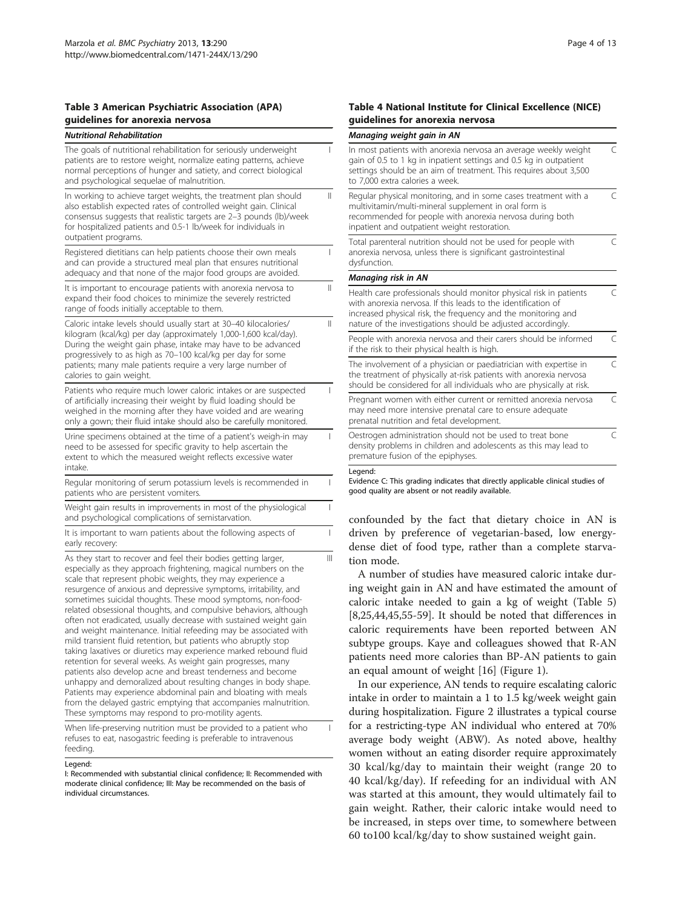**Table 3 American Psychiatric Association (APA) guidelines for anorexia nervosa**

| *Nutritional Rehabilitation* | |
|---|---|
| The goals of nutritional rehabilitation for seriously underweight patients are to restore weight, normalize eating patterns, achieve normal perceptions of hunger and satiety, and correct biological and psychological sequelae of malnutrition. | I |
| In working to achieve target weights, the treatment plan should also establish expected rates of controlled weight gain. Clinical consensus suggests that realistic targets are 2–3 pounds (lb)/week for hospitalized patients and 0.5-1 lb/week for individuals in outpatient programs. | II |
| Registered dietitians can help patients choose their own meals and can provide a structured meal plan that ensures nutritional adequacy and that none of the major food groups are avoided. | I |
| It is important to encourage patients with anorexia nervosa to expand their food choices to minimize the severely restricted range of foods initially acceptable to them. | II |
| Caloric intake levels should usually start at 30–40 kilocalories/kilogram (kcal/kg) per day (approximately 1,000-1,600 kcal/day). During the weight gain phase, intake may have to be advanced progressively to as high as 70–100 kcal/kg per day for some patients; many male patients require a very large number of calories to gain weight. | II |
| Patients who require much lower caloric intakes or are suspected of artificially increasing their weight by fluid loading should be weighed in the morning after they have voided and are wearing only a gown; their fluid intake should also be carefully monitored. | I |
| Urine specimens obtained at the time of a patient's weigh-in may need to be assessed for specific gravity to help ascertain the extent to which the measured weight reflects excessive water intake. | I |
| Regular monitoring of serum potassium levels is recommended in patients who are persistent vomiters. | I |
| Weight gain results in improvements in most of the physiological and psychological complications of semistarvation. | I |
| It is important to warn patients about the following aspects of early recovery: | I |
| As they start to recover and feel their bodies getting larger, especially as they approach frightening, magical numbers on the scale that represent phobic weights, they may experience a resurgence of anxious and depressive symptoms, irritability, and sometimes suicidal thoughts. These mood symptoms, non-food-related obsessional thoughts, and compulsive behaviors, although often not eradicated, usually decrease with sustained weight gain and weight maintenance. Initial refeeding may be associated with mild transient fluid retention, but patients who abruptly stop taking laxatives or diuretics may experience marked rebound fluid retention for several weeks. As weight gain progresses, many patients also develop acne and breast tenderness and become unhappy and demoralized about resulting changes in body shape. Patients may experience abdominal pain and bloating with meals from the delayed gastric emptying that accompanies malnutrition. These symptoms may respond to pro-motility agents. | III |
| When life-preserving nutrition must be provided to a patient who refuses to eat, nasogastric feeding is preferable to intravenous feeding. | I |

Legend:
I: Recommended with substantial clinical confidence; II: Recommended with moderate clinical confidence; III: May be recommended on the basis of individual circumstances.

**Table 4 National Institute for Clinical Excellence (NICE) guidelines for anorexia nervosa**

| *Managing weight gain in AN* | |
|---|---|
| In most patients with anorexia nervosa an average weekly weight gain of 0.5 to 1 kg in inpatient settings and 0.5 kg in outpatient settings should be an aim of treatment. This requires about 3,500 to 7,000 extra calories a week. | C |
| Regular physical monitoring, and in some cases treatment with a multivitamin/multi-mineral supplement in oral form is recommended for people with anorexia nervosa during both inpatient and outpatient weight restoration. | C |
| Total parenteral nutrition should not be used for people with anorexia nervosa, unless there is significant gastrointestinal dysfunction. | C |
| ***Managing risk in AN*** | |
| Health care professionals should monitor physical risk in patients with anorexia nervosa. If this leads to the identification of increased physical risk, the frequency and the monitoring and nature of the investigations should be adjusted accordingly. | C |
| People with anorexia nervosa and their carers should be informed if the risk to their physical health is high. | C |
| The involvement of a physician or paediatrician with expertise in the treatment of physically at-risk patients with anorexia nervosa should be considered for all individuals who are physically at risk. | C |
| Pregnant women with either current or remitted anorexia nervosa may need more intensive prenatal care to ensure adequate prenatal nutrition and fetal development. | C |
| Oestrogen administration should not be used to treat bone density problems in children and adolescents as this may lead to premature fusion of the epiphyses. | C |

Legend:
Evidence C: This grading indicates that directly applicable clinical studies of good quality are absent or not readily available.

confounded by the fact that dietary choice in AN is driven by preference of vegetarian-based, low energy-dense diet of food type, rather than a complete starvation mode.

A number of studies have measured caloric intake during weight gain in AN and have estimated the amount of caloric intake needed to gain a kg of weight (Table 5) [8,25,44,45,55-59]. It should be noted that differences in caloric requirements have been reported between AN subtype groups. Kaye and colleagues showed that R-AN patients need more calories than BP-AN patients to gain an equal amount of weight [16] (Figure 1).

In our experience, AN tends to require escalating caloric intake in order to maintain a 1 to 1.5 kg/week weight gain during hospitalization. Figure 2 illustrates a typical course for a restricting-type AN individual who entered at 70% average body weight (ABW). As noted above, healthy women without an eating disorder require approximately 30 kcal/kg/day to maintain their weight (range 20 to 40 kcal/kg/day). If refeeding for an individual with AN was started at this amount, they would ultimately fail to gain weight. Rather, their caloric intake would need to be increased, in steps over time, to somewhere between 60 to100 kcal/kg/day to show sustained weight gain.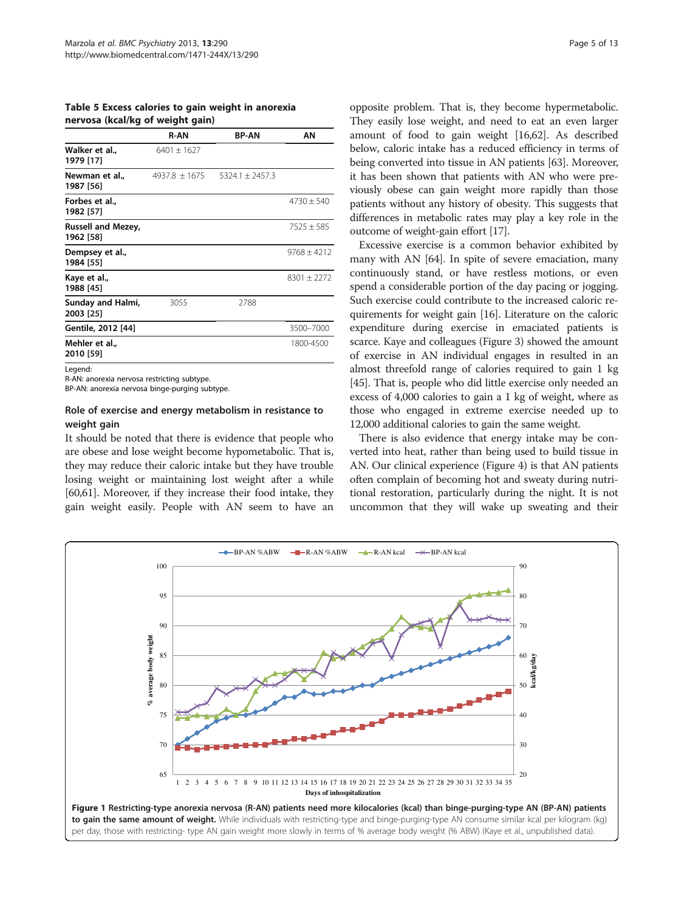**Table 5 Excess calories to gain weight in anorexia nervosa (kcal/kg of weight gain)**

| | R-AN | BP-AN | AN |
|---|---|---|---|
| Walker et al., 1979 [17] | 6401 ± 1627 | | |
| Newman et al., 1987 [56] | 4937.8 ± 1675 | 5324.1 ± 2457.3 | |
| Forbes et al., 1982 [57] | | | 4730 ± 540 |
| Russell and Mezey, 1962 [58] | | | 7525 ± 585 |
| Dempsey et al., 1984 [55] | | | 9768 ± 4212 |
| Kaye et al., 1988 [45] | | | 8301 ± 2272 |
| Sunday and Halmi, 2003 [25] | 3055 | 2788 | |
| Gentile, 2012 [44] | | | 3500–7000 |
| Mehler et al., 2010 [59] | | | 1800-4500 |

Legend:
R-AN: anorexia nervosa restricting subtype.
BP-AN: anorexia nervosa binge-purging subtype.

## Role of exercise and energy metabolism in resistance to weight gain

It should be noted that there is evidence that people who are obese and lose weight become hypometabolic. That is, they may reduce their caloric intake but they have trouble losing weight or maintaining lost weight after a while [60,61]. Moreover, if they increase their food intake, they gain weight easily. People with AN seem to have an opposite problem. That is, they become hypermetabolic. They easily lose weight, and need to eat an even larger amount of food to gain weight [16,62]. As described below, caloric intake has a reduced efficiency in terms of being converted into tissue in AN patients [63]. Moreover, it has been shown that patients with AN who were previously obese can gain weight more rapidly than those patients without any history of obesity. This suggests that differences in metabolic rates may play a key role in the outcome of weight-gain effort [17].

Excessive exercise is a common behavior exhibited by many with AN [64]. In spite of severe emaciation, many continuously stand, or have restless motions, or even spend a considerable portion of the day pacing or jogging. Such exercise could contribute to the increased caloric requirements for weight gain [16]. Literature on the caloric expenditure during exercise in emaciated patients is scarce. Kaye and colleagues (Figure 3) showed the amount of exercise in AN individual engages in resulted in an almost threefold range of calories required to gain 1 kg [45]. That is, people who did little exercise only needed an excess of 4,000 calories to gain a 1 kg of weight, where as those who engaged in extreme exercise needed up to 12,000 additional calories to gain the same weight.

There is also evidence that energy intake may be converted into heat, rather than being used to build tissue in AN. Our clinical experience (Figure 4) is that AN patients often complain of becoming hot and sweaty during nutritional restoration, particularly during the night. It is not uncommon that they will wake up sweating and their

**Figure 1 Restricting-type anorexia nervosa (R-AN) patients need more kilocalories (kcal) than binge-purging-type AN (BP-AN) patients to gain the same amount of weight.** While individuals with restricting-type and binge-purging-type AN consume similar kcal per kilogram (kg) per day, those with restricting- type AN gain weight more slowly in terms of % average body weight (% ABW) (Kaye et al., unpublished data).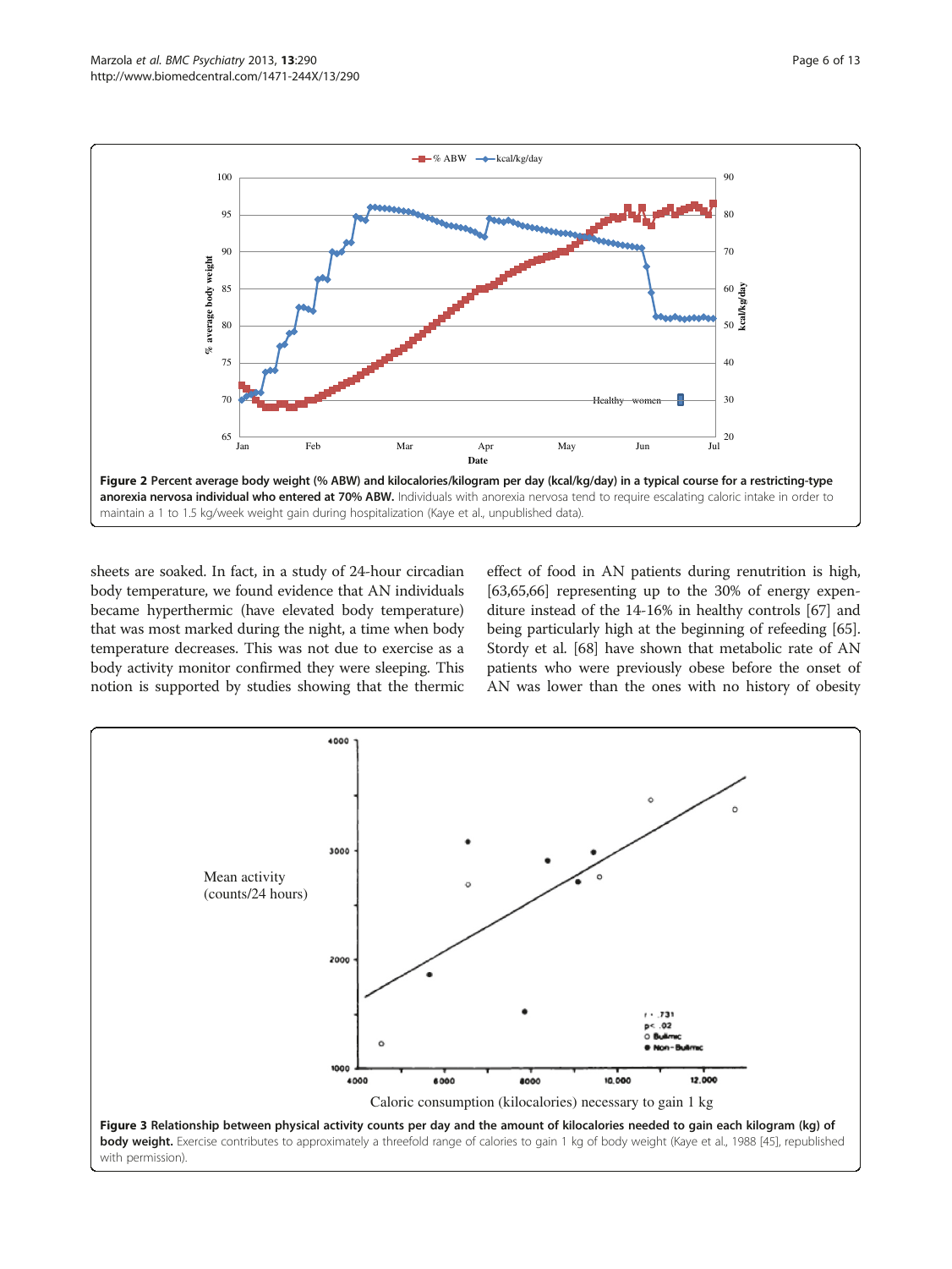Figure 2 **Percent average body weight (% ABW) and kilocalories/kilogram per day (kcal/kg/day) in a typical course for a restricting-type anorexia nervosa individual who entered at 70% ABW.** Individuals with anorexia nervosa tend to require escalating caloric intake in order to maintain a 1 to 1.5 kg/week weight gain during hospitalization (Kaye et al., unpublished data).

sheets are soaked. In fact, in a study of 24-hour circadian body temperature, we found evidence that AN individuals became hyperthermic (have elevated body temperature) that was most marked during the night, a time when body temperature decreases. This was not due to exercise as a body activity monitor confirmed they were sleeping. This notion is supported by studies showing that the thermic effect of food in AN patients during renutrition is high, [63,65,66] representing up to the 30% of energy expenditure instead of the 14-16% in healthy controls [67] and being particularly high at the beginning of refeeding [65]. Stordy et al. [68] have shown that metabolic rate of AN patients who were previously obese before the onset of AN was lower than the ones with no history of obesity

Figure 3 **Relationship between physical activity counts per day and the amount of kilocalories needed to gain each kilogram (kg) of body weight.** Exercise contributes to approximately a threefold range of calories to gain 1 kg of body weight (Kaye et al., 1988 [45], republished with permission).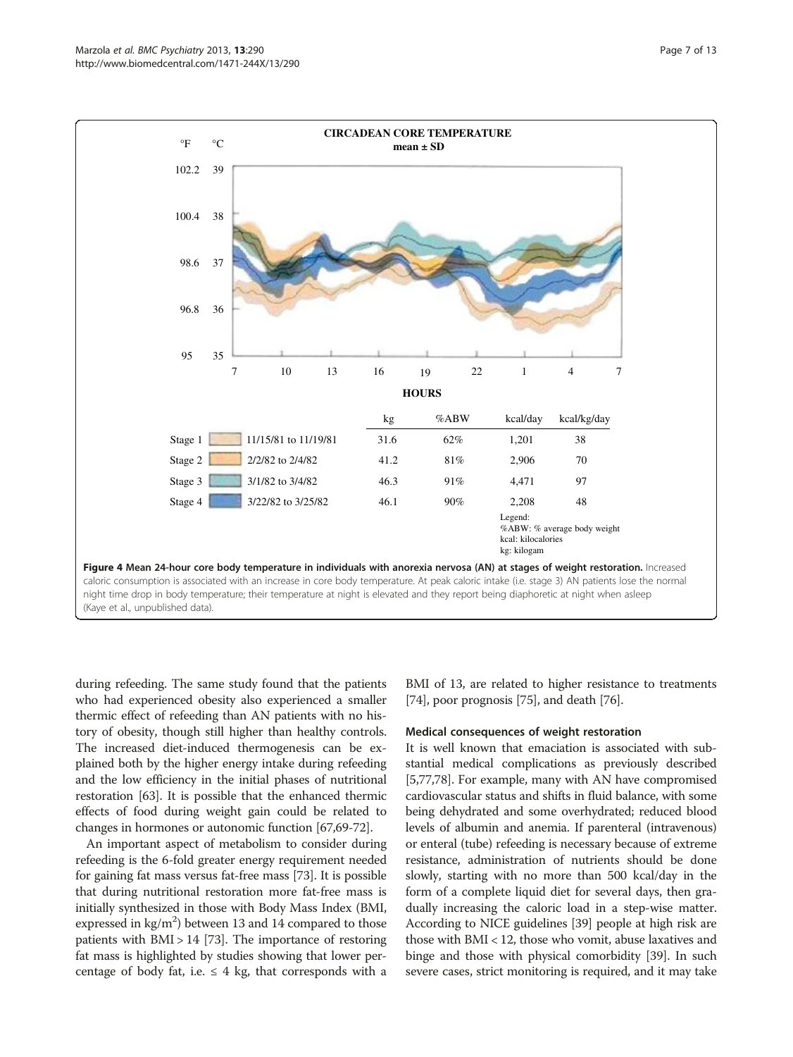**CIRCADEAN CORE TEMPERATURE**
**mean ± SD**

| | | kg | %ABW | kcal/day | kcal/kg/day |
|---|---|---|---|---|---|
| Stage 1 | 11/15/81 to 11/19/81 | 31.6 | 62% | 1,201 | 38 |
| Stage 2 | 2/2/82 to 2/4/82 | 41.2 | 81% | 2,906 | 70 |
| Stage 3 | 3/1/82 to 3/4/82 | 46.3 | 91% | 4,471 | 97 |
| Stage 4 | 3/22/82 to 3/25/82 | 46.1 | 90% | 2,208 | 48 |

Legend:
%ABW: % average body weight
kcal: kilocalories
kg: kilogam

**Figure 4 Mean 24-hour core body temperature in individuals with anorexia nervosa (AN) at stages of weight restoration.** Increased caloric consumption is associated with an increase in core body temperature. At peak caloric intake (i.e. stage 3) AN patients lose the normal night time drop in body temperature; their temperature at night is elevated and they report being diaphoretic at night when asleep (Kaye et al., unpublished data).

during refeeding. The same study found that the patients who had experienced obesity also experienced a smaller thermic effect of refeeding than AN patients with no history of obesity, though still higher than healthy controls. The increased diet-induced thermogenesis can be explained both by the higher energy intake during refeeding and the low efficiency in the initial phases of nutritional restoration [63]. It is possible that the enhanced thermic effects of food during weight gain could be related to changes in hormones or autonomic function [67,69-72].

An important aspect of metabolism to consider during refeeding is the 6-fold greater energy requirement needed for gaining fat mass versus fat-free mass [73]. It is possible that during nutritional restoration more fat-free mass is initially synthesized in those with Body Mass Index (BMI, expressed in $kg/m^2$) between 13 and 14 compared to those patients with BMI > 14 [73]. The importance of restoring fat mass is highlighted by studies showing that lower percentage of body fat, i.e. ≤ 4 kg, that corresponds with a BMI of 13, are related to higher resistance to treatments [74], poor prognosis [75], and death [76].

### Medical consequences of weight restoration

It is well known that emaciation is associated with substantial medical complications as previously described [5,77,78]. For example, many with AN have compromised cardiovascular status and shifts in fluid balance, with some being dehydrated and some overhydrated; reduced blood levels of albumin and anemia. If parenteral (intravenous) or enteral (tube) refeeding is necessary because of extreme resistance, administration of nutrients should be done slowly, starting with no more than 500 kcal/day in the form of a complete liquid diet for several days, then gradually increasing the caloric load in a step-wise matter. According to NICE guidelines [39] people at high risk are those with BMI < 12, those who vomit, abuse laxatives and binge and those with physical comorbidity [39]. In such severe cases, strict monitoring is required, and it may take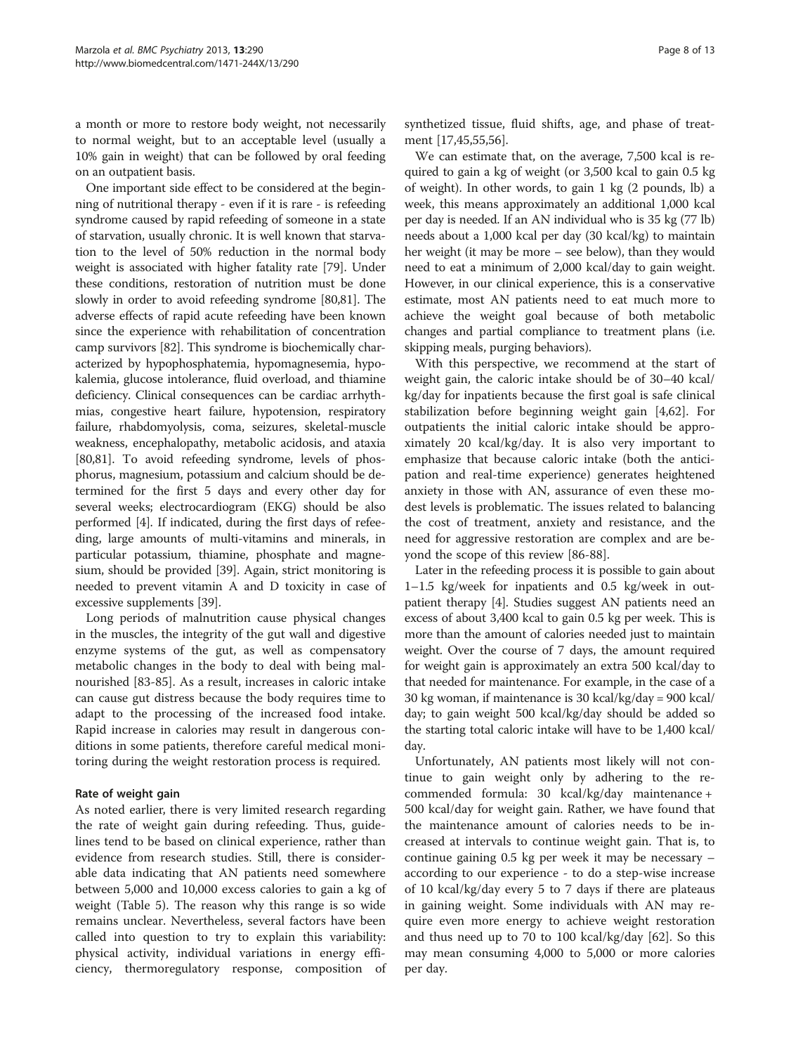a month or more to restore body weight, not necessarily to normal weight, but to an acceptable level (usually a 10% gain in weight) that can be followed by oral feeding on an outpatient basis.

One important side effect to be considered at the beginning of nutritional therapy - even if it is rare - is refeeding syndrome caused by rapid refeeding of someone in a state of starvation, usually chronic. It is well known that starvation to the level of 50% reduction in the normal body weight is associated with higher fatality rate [79]. Under these conditions, restoration of nutrition must be done slowly in order to avoid refeeding syndrome [80,81]. The adverse effects of rapid acute refeeding have been known since the experience with rehabilitation of concentration camp survivors [82]. This syndrome is biochemically characterized by hypophosphatemia, hypomagnesemia, hypokalemia, glucose intolerance, fluid overload, and thiamine deficiency. Clinical consequences can be cardiac arrhythmias, congestive heart failure, hypotension, respiratory failure, rhabdomyolysis, coma, seizures, skeletal-muscle weakness, encephalopathy, metabolic acidosis, and ataxia [80,81]. To avoid refeeding syndrome, levels of phosphorus, magnesium, potassium and calcium should be determined for the first 5 days and every other day for several weeks; electrocardiogram (EKG) should be also performed [4]. If indicated, during the first days of refeeding, large amounts of multi-vitamins and minerals, in particular potassium, thiamine, phosphate and magnesium, should be provided [39]. Again, strict monitoring is needed to prevent vitamin A and D toxicity in case of excessive supplements [39].

Long periods of malnutrition cause physical changes in the muscles, the integrity of the gut wall and digestive enzyme systems of the gut, as well as compensatory metabolic changes in the body to deal with being malnourished [83-85]. As a result, increases in caloric intake can cause gut distress because the body requires time to adapt to the processing of the increased food intake. Rapid increase in calories may result in dangerous conditions in some patients, therefore careful medical monitoring during the weight restoration process is required.

#### Rate of weight gain

As noted earlier, there is very limited research regarding the rate of weight gain during refeeding. Thus, guidelines tend to be based on clinical experience, rather than evidence from research studies. Still, there is considerable data indicating that AN patients need somewhere between 5,000 and 10,000 excess calories to gain a kg of weight (Table 5). The reason why this range is so wide remains unclear. Nevertheless, several factors have been called into question to try to explain this variability: physical activity, individual variations in energy efficiency, thermoregulatory response, composition of synthetized tissue, fluid shifts, age, and phase of treatment [17,45,55,56].

We can estimate that, on the average, 7,500 kcal is required to gain a kg of weight (or 3,500 kcal to gain 0.5 kg of weight). In other words, to gain 1 kg (2 pounds, lb) a week, this means approximately an additional 1,000 kcal per day is needed. If an AN individual who is 35 kg (77 lb) needs about a 1,000 kcal per day (30 kcal/kg) to maintain her weight (it may be more – see below), than they would need to eat a minimum of 2,000 kcal/day to gain weight. However, in our clinical experience, this is a conservative estimate, most AN patients need to eat much more to achieve the weight goal because of both metabolic changes and partial compliance to treatment plans (i.e. skipping meals, purging behaviors).

With this perspective, we recommend at the start of weight gain, the caloric intake should be of 30–40 kcal/kg/day for inpatients because the first goal is safe clinical stabilization before beginning weight gain [4,62]. For outpatients the initial caloric intake should be approximately 20 kcal/kg/day. It is also very important to emphasize that because caloric intake (both the anticipation and real-time experience) generates heightened anxiety in those with AN, assurance of even these modest levels is problematic. The issues related to balancing the cost of treatment, anxiety and resistance, and the need for aggressive restoration are complex and are beyond the scope of this review [86-88].

Later in the refeeding process it is possible to gain about 1–1.5 kg/week for inpatients and 0.5 kg/week in outpatient therapy [4]. Studies suggest AN patients need an excess of about 3,400 kcal to gain 0.5 kg per week. This is more than the amount of calories needed just to maintain weight. Over the course of 7 days, the amount required for weight gain is approximately an extra 500 kcal/day to that needed for maintenance. For example, in the case of a 30 kg woman, if maintenance is 30 kcal/kg/day = 900 kcal/day; to gain weight 500 kcal/kg/day should be added so the starting total caloric intake will have to be 1,400 kcal/day.

Unfortunately, AN patients most likely will not continue to gain weight only by adhering to the recommended formula: 30 kcal/kg/day maintenance + 500 kcal/day for weight gain. Rather, we have found that the maintenance amount of calories needs to be increased at intervals to continue weight gain. That is, to continue gaining 0.5 kg per week it may be necessary – according to our experience - to do a step-wise increase of 10 kcal/kg/day every 5 to 7 days if there are plateaus in gaining weight. Some individuals with AN may require even more energy to achieve weight restoration and thus need up to 70 to 100 kcal/kg/day [62]. So this may mean consuming 4,000 to 5,000 or more calories per day.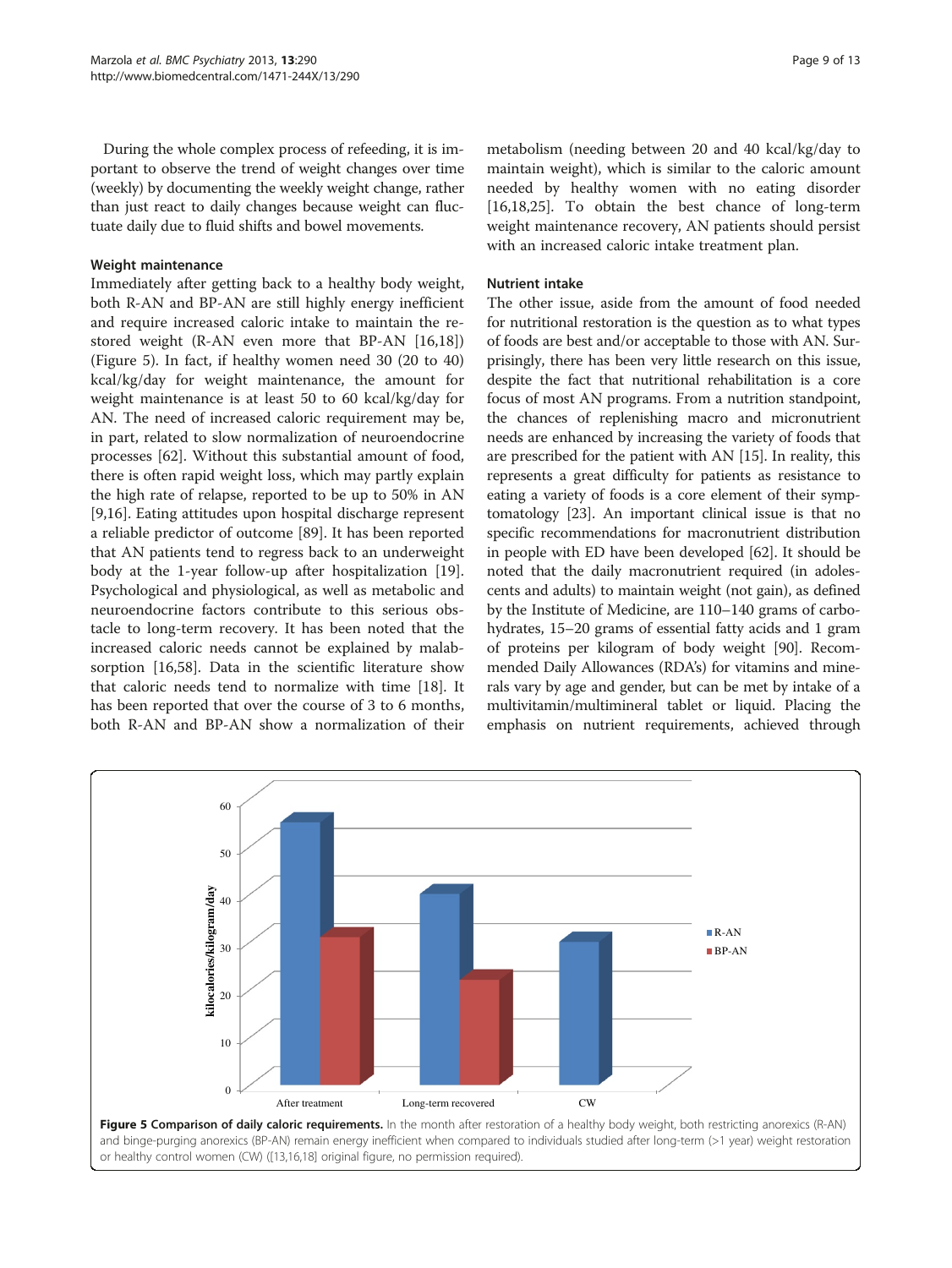During the whole complex process of refeeding, it is important to observe the trend of weight changes over time (weekly) by documenting the weekly weight change, rather than just react to daily changes because weight can fluctuate daily due to fluid shifts and bowel movements.

### Weight maintenance

Immediately after getting back to a healthy body weight, both R-AN and BP-AN are still highly energy inefficient and require increased caloric intake to maintain the restored weight (R-AN even more that BP-AN [16,18]) (Figure 5). In fact, if healthy women need 30 (20 to 40) kcal/kg/day for weight maintenance, the amount for weight maintenance is at least 50 to 60 kcal/kg/day for AN. The need of increased caloric requirement may be, in part, related to slow normalization of neuroendocrine processes [62]. Without this substantial amount of food, there is often rapid weight loss, which may partly explain the high rate of relapse, reported to be up to 50% in AN [9,16]. Eating attitudes upon hospital discharge represent a reliable predictor of outcome [89]. It has been reported that AN patients tend to regress back to an underweight body at the 1-year follow-up after hospitalization [19]. Psychological and physiological, as well as metabolic and neuroendocrine factors contribute to this serious obstacle to long-term recovery. It has been noted that the increased caloric needs cannot be explained by malabsorption [16,58]. Data in the scientific literature show that caloric needs tend to normalize with time [18]. It has been reported that over the course of 3 to 6 months, both R-AN and BP-AN show a normalization of their metabolism (needing between 20 and 40 kcal/kg/day to maintain weight), which is similar to the caloric amount needed by healthy women with no eating disorder [16,18,25]. To obtain the best chance of long-term weight maintenance recovery, AN patients should persist with an increased caloric intake treatment plan.

### Nutrient intake

The other issue, aside from the amount of food needed for nutritional restoration is the question as to what types of foods are best and/or acceptable to those with AN. Surprisingly, there has been very little research on this issue, despite the fact that nutritional rehabilitation is a core focus of most AN programs. From a nutrition standpoint, the chances of replenishing macro and micronutrient needs are enhanced by increasing the variety of foods that are prescribed for the patient with AN [15]. In reality, this represents a great difficulty for patients as resistance to eating a variety of foods is a core element of their symptomatology [23]. An important clinical issue is that no specific recommendations for macronutrient distribution in people with ED have been developed [62]. It should be noted that the daily macronutrient required (in adolescents and adults) to maintain weight (not gain), as defined by the Institute of Medicine, are 110–140 grams of carbohydrates, 15–20 grams of essential fatty acids and 1 gram of proteins per kilogram of body weight [90]. Recommended Daily Allowances (RDA's) for vitamins and minerals vary by age and gender, but can be met by intake of a multivitamin/multimineral tablet or liquid. Placing the emphasis on nutrient requirements, achieved through

**Figure 5 Comparison of daily caloric requirements.** In the month after restoration of a healthy body weight, both restricting anorexics (R-AN) and binge-purging anorexics (BP-AN) remain energy inefficient when compared to individuals studied after long-term (>1 year) weight restoration or healthy control women (CW) ([13,16,18] original figure, no permission required).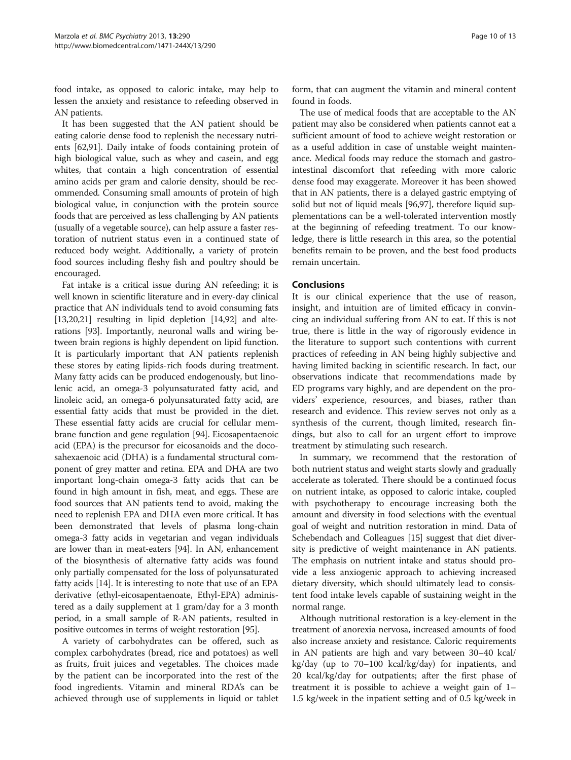food intake, as opposed to caloric intake, may help to lessen the anxiety and resistance to refeeding observed in AN patients.

It has been suggested that the AN patient should be eating calorie dense food to replenish the necessary nutrients [62,91]. Daily intake of foods containing protein of high biological value, such as whey and casein, and egg whites, that contain a high concentration of essential amino acids per gram and calorie density, should be recommended. Consuming small amounts of protein of high biological value, in conjunction with the protein source foods that are perceived as less challenging by AN patients (usually of a vegetable source), can help assure a faster restoration of nutrient status even in a continued state of reduced body weight. Additionally, a variety of protein food sources including fleshy fish and poultry should be encouraged.

Fat intake is a critical issue during AN refeeding; it is well known in scientific literature and in every-day clinical practice that AN individuals tend to avoid consuming fats [13,20,21] resulting in lipid depletion [14,92] and alterations [93]. Importantly, neuronal walls and wiring between brain regions is highly dependent on lipid function. It is particularly important that AN patients replenish these stores by eating lipids-rich foods during treatment. Many fatty acids can be produced endogenously, but linolenic acid, an omega-3 polyunsaturated fatty acid, and linoleic acid, an omega-6 polyunsaturated fatty acid, are essential fatty acids that must be provided in the diet. These essential fatty acids are crucial for cellular membrane function and gene regulation [94]. Eicosapentaenoic acid (EPA) is the precursor for eicosanoids and the docosahexaenoic acid (DHA) is a fundamental structural component of grey matter and retina. EPA and DHA are two important long-chain omega-3 fatty acids that can be found in high amount in fish, meat, and eggs. These are food sources that AN patients tend to avoid, making the need to replenish EPA and DHA even more critical. It has been demonstrated that levels of plasma long-chain omega-3 fatty acids in vegetarian and vegan individuals are lower than in meat-eaters [94]. In AN, enhancement of the biosynthesis of alternative fatty acids was found only partially compensated for the loss of polyunsaturated fatty acids [14]. It is interesting to note that use of an EPA derivative (ethyl-eicosapentaenoate, Ethyl-EPA) administered as a daily supplement at 1 gram/day for a 3 month period, in a small sample of R-AN patients, resulted in positive outcomes in terms of weight restoration [95].

A variety of carbohydrates can be offered, such as complex carbohydrates (bread, rice and potatoes) as well as fruits, fruit juices and vegetables. The choices made by the patient can be incorporated into the rest of the food ingredients. Vitamin and mineral RDA's can be achieved through use of supplements in liquid or tablet form, that can augment the vitamin and mineral content found in foods.

The use of medical foods that are acceptable to the AN patient may also be considered when patients cannot eat a sufficient amount of food to achieve weight restoration or as a useful addition in case of unstable weight maintenance. Medical foods may reduce the stomach and gastrointestinal discomfort that refeeding with more caloric dense food may exaggerate. Moreover it has been showed that in AN patients, there is a delayed gastric emptying of solid but not of liquid meals [96,97], therefore liquid supplementations can be a well-tolerated intervention mostly at the beginning of refeeding treatment. To our knowledge, there is little research in this area, so the potential benefits remain to be proven, and the best food products remain uncertain.

## Conclusions

It is our clinical experience that the use of reason, insight, and intuition are of limited efficacy in convincing an individual suffering from AN to eat. If this is not true, there is little in the way of rigorously evidence in the literature to support such contentions with current practices of refeeding in AN being highly subjective and having limited backing in scientific research. In fact, our observations indicate that recommendations made by ED programs vary highly, and are dependent on the providers' experience, resources, and biases, rather than research and evidence. This review serves not only as a synthesis of the current, though limited, research findings, but also to call for an urgent effort to improve treatment by stimulating such research.

In summary, we recommend that the restoration of both nutrient status and weight starts slowly and gradually accelerate as tolerated. There should be a continued focus on nutrient intake, as opposed to caloric intake, coupled with psychotherapy to encourage increasing both the amount and diversity in food selections with the eventual goal of weight and nutrition restoration in mind. Data of Schebendach and Colleagues [15] suggest that diet diversity is predictive of weight maintenance in AN patients. The emphasis on nutrient intake and status should provide a less anxiogenic approach to achieving increased dietary diversity, which should ultimately lead to consistent food intake levels capable of sustaining weight in the normal range.

Although nutritional restoration is a key-element in the treatment of anorexia nervosa, increased amounts of food also increase anxiety and resistance. Caloric requirements in AN patients are high and vary between 30–40 kcal/kg/day (up to 70–100 kcal/kg/day) for inpatients, and 20 kcal/kg/day for outpatients; after the first phase of treatment it is possible to achieve a weight gain of 1–1.5 kg/week in the inpatient setting and of 0.5 kg/week in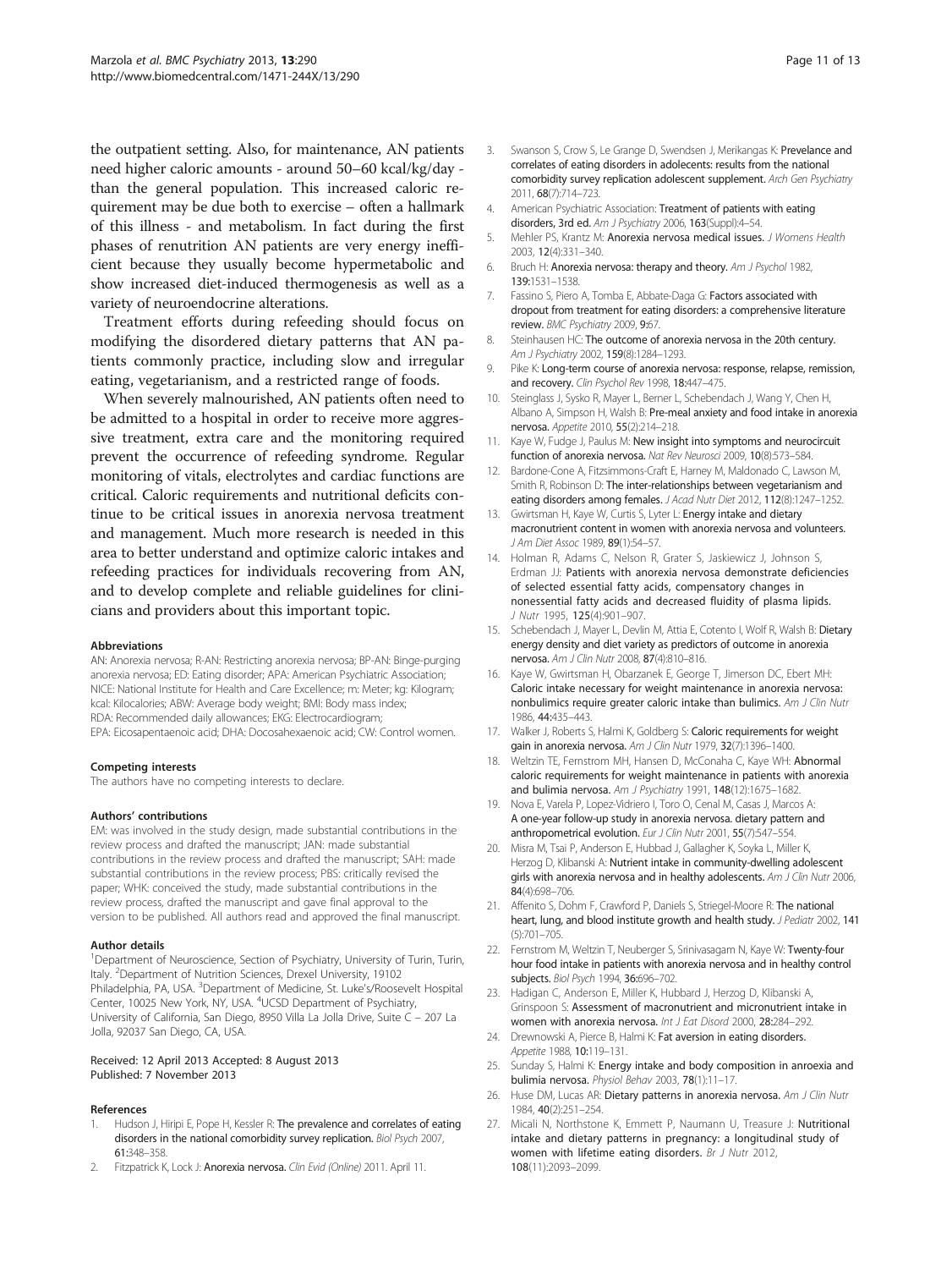the outpatient setting. Also, for maintenance, AN patients need higher caloric amounts - around 50–60 kcal/kg/day - than the general population. This increased caloric requirement may be due both to exercise – often a hallmark of this illness - and metabolism. In fact during the first phases of renutrition AN patients are very energy inefficient because they usually become hypermetabolic and show increased diet-induced thermogenesis as well as a variety of neuroendocrine alterations.

Treatment efforts during refeeding should focus on modifying the disordered dietary patterns that AN patients commonly practice, including slow and irregular eating, vegetarianism, and a restricted range of foods.

When severely malnourished, AN patients often need to be admitted to a hospital in order to receive more aggressive treatment, extra care and the monitoring required prevent the occurrence of refeeding syndrome. Regular monitoring of vitals, electrolytes and cardiac functions are critical. Caloric requirements and nutritional deficits continue to be critical issues in anorexia nervosa treatment and management. Much more research is needed in this area to better understand and optimize caloric intakes and refeeding practices for individuals recovering from AN, and to develop complete and reliable guidelines for clinicians and providers about this important topic.

#### Abbreviations

AN: Anorexia nervosa; R-AN: Restricting anorexia nervosa; BP-AN: Binge-purging anorexia nervosa; ED: Eating disorder; APA: American Psychiatric Association; NICE: National Institute for Health and Care Excellence; m: Meter; kg: Kilogram; kcal: Kilocalories; ABW: Average body weight; BMI: Body mass index; RDA: Recommended daily allowances; EKG: Electrocardiogram; EPA: Eicosapentaenoic acid; DHA: Docosahexaenoic acid; CW: Control women.

#### Competing interests

The authors have no competing interests to declare.

#### Authors' contributions

EM: was involved in the study design, made substantial contributions in the review process and drafted the manuscript; JAN: made substantial contributions in the review process and drafted the manuscript; SAH: made substantial contributions in the review process; PBS: critically revised the paper; WHK: conceived the study, made substantial contributions in the review process, drafted the manuscript and gave final approval to the version to be published. All authors read and approved the final manuscript.

#### Author details

[1]Department of Neuroscience, Section of Psychiatry, University of Turin, Turin, Italy. [2]Department of Nutrition Sciences, Drexel University, 19102 Philadelphia, PA, USA. [3]Department of Medicine, St. Luke's/Roosevelt Hospital Center, 10025 New York, NY, USA. [4]UCSD Department of Psychiatry, University of California, San Diego, 8950 Villa La Jolla Drive, Suite C – 207 La Jolla, 92037 San Diego, CA, USA.

Received: 12 April 2013 Accepted: 8 August 2013
Published: 7 November 2013

#### References

1. Hudson J, Hiripi E, Pope H, Kessler R: **The prevalence and correlates of eating disorders in the national comorbidity survey replication.** *Biol Psych* 2007, **61**:348–358.
2. Fitzpatrick K, Lock J: **Anorexia nervosa.** *Clin Evid (Online)* 2011. April 11.
3. Swanson S, Crow S, Le Grange D, Swendsen J, Merikangas K: **Prevelance and correlates of eating disorders in adolecents: results from the national comorbidity survey replication adolescent supplement.** *Arch Gen Psychiatry* 2011, **68**(7):714–723.
4. American Psychiatric Association: **Treatment of patients with eating disorders, 3rd ed.** *Am J Psychiatry* 2006, **163**(Suppl):4–54.
5. Mehler PS, Krantz M: **Anorexia nervosa medical issues.** *J Womens Health* 2003, **12**(4):331–340.
6. Bruch H: **Anorexia nervosa: therapy and theory.** *Am J Psychol* 1982, **139**:1531–1538.
7. Fassino S, Piero A, Tomba E, Abbate-Daga G: **Factors associated with dropout from treatment for eating disorders: a comprehensive literature review.** *BMC Psychiatry* 2009, **9**:67.
8. Steinhausen HC: **The outcome of anorexia nervosa in the 20th century.** *Am J Psychiatry* 2002, **159**(8):1284–1293.
9. Pike K: **Long-term course of anorexia nervosa: response, relapse, remission, and recovery.** *Clin Psychol Rev* 1998, **18**:447–475.
10. Steinglass J, Sysko R, Mayer L, Berner L, Schebendach J, Wang Y, Chen H, Albano A, Simpson H, Walsh B: **Pre-meal anxiety and food intake in anorexia nervosa.** *Appetite* 2010, **55**(2):214–218.
11. Kaye W, Fudge J, Paulus M: **New insight into symptoms and neurocircuit function of anorexia nervosa.** *Nat Rev Neurosci* 2009, **10**(8):573–584.
12. Bardone-Cone A, Fitzsimmons-Craft E, Harney M, Maldonado C, Lawson M, Smith R, Robinson D: **The inter-relationships between vegetarianism and eating disorders among females.** *J Acad Nutr Diet* 2012, **112**(8):1247–1252.
13. Gwirtsman H, Kaye W, Curtis S, Lyter L: **Energy intake and dietary macronutrient content in women with anorexia nervosa and volunteers.** *J Am Diet Assoc* 1989, **89**(1):54–57.
14. Holman R, Adams C, Nelson R, Grater S, Jaskiewicz J, Johnson S, Erdman JJ: **Patients with anorexia nervosa demonstrate deficiencies of selected essential fatty acids, compensatory changes in nonessential fatty acids and decreased fluidity of plasma lipids.** *J Nutr* 1995, **125**(4):901–907.
15. Schebendach J, Mayer L, Devlin M, Attia E, Cotento I, Wolf R, Walsh B: **Dietary energy density and diet variety as predictors of outcome in anorexia nervosa.** *Am J Clin Nutr* 2008, **87**(4):810–816.
16. Kaye W, Gwirtsman H, Obarzanek E, George T, Jimerson DC, Ebert MH: **Caloric intake necessary for weight maintenance in anorexia nervosa: nonbulimics require greater caloric intake than bulimics.** *Am J Clin Nutr* 1986, **44**:435–443.
17. Walker J, Roberts S, Halmi K, Goldberg S: **Caloric requirements for weight gain in anorexia nervosa.** *Am J Clin Nutr* 1979, **32**(7):1396–1400.
18. Weltzin TE, Fernstrom MH, Hansen D, McConaha C, Kaye WH: **Abnormal caloric requirements for weight maintenance in patients with anorexia and bulimia nervosa.** *Am J Psychiatry* 1991, **148**(12):1675–1682.
19. Nova E, Varela P, Lopez-Vidriero I, Toro O, Cenal M, Casas J, Marcos A: **A one-year follow-up study in anorexia nervosa. dietary pattern and anthropometrical evolution.** *Eur J Clin Nutr* 2001, **55**(7):547–554.
20. Misra M, Tsai P, Anderson E, Hubbad J, Gallagher K, Soyka L, Miller K, Herzog D, Klibanski A: **Nutrient intake in community-dwelling adolescent girls with anorexia nervosa and in healthy adolescents.** *Am J Clin Nutr* 2006, **84**(4):698–706.
21. Affenito S, Dohm F, Crawford P, Daniels S, Striegel-Moore R: **The national heart, lung, and blood institute growth and health study.** *J Pediatr* 2002, **141** (5):701–705.
22. Fernstrom M, Weltzin T, Neuberger S, Srinivasagam N, Kaye W: **Twenty-four hour food intake in patients with anorexia nervosa and in healthy control subjects.** *Biol Psych* 1994, **36**:696–702.
23. Hadigan C, Anderson E, Miller K, Hubbard J, Herzog D, Klibanski A, Grinspoon S: **Assessment of macronutrient and micronutrient intake in women with anorexia nervosa.** *Int J Eat Disord* 2000, **28**:284–292.
24. Drewnowski A, Pierce B, Halmi K: **Fat aversion in eating disorders.** *Appetite* 1988, **10**:119–131.
25. Sunday S, Halmi K: **Energy intake and body composition in anroexia and bulimia nervosa.** *Physiol Behav* 2003, **78**(1):11–17.
26. Huse DM, Lucas AR: **Dietary patterns in anorexia nervosa.** *Am J Clin Nutr* 1984, **40**(2):251–254.
27. Micali N, Northstone K, Emmett P, Naumann U, Treasure J: **Nutritional intake and dietary patterns in pregnancy: a longitudinal study of women with lifetime eating disorders.** *Br J Nutr* 2012, **108**(11):2093–2099.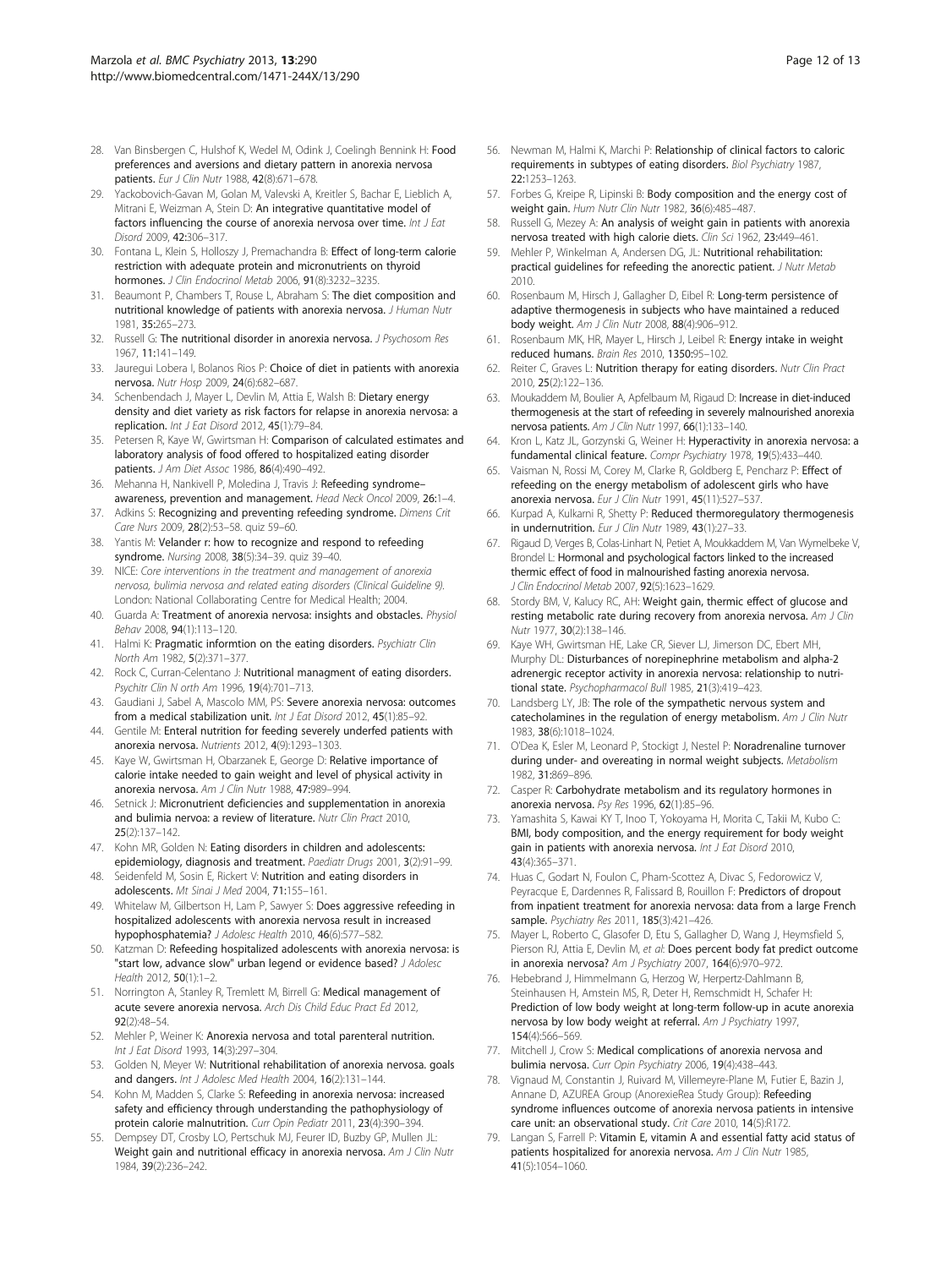28. Van Binsbergen C, Hulshof K, Wedel M, Odink J, Coelingh Bennink H: **Food preferences and aversions and dietary pattern in anorexia nervosa patients.** *Eur J Clin Nutr* 1988, **42**(8):671–678.
29. Yackobovich-Gavan M, Golan M, Valevski A, Kreitler S, Bachar E, Lieblich A, Mitrani E, Weizman A, Stein D: **An integrative quantitative model of factors influencing the course of anorexia nervosa over time.** *Int J Eat Disord* 2009, **42:**306–317.
30. Fontana L, Klein S, Holloszy J, Premachandra B: **Effect of long-term calorie restriction with adequate protein and micronutrients on thyroid hormones.** *J Clin Endocrinol Metab* 2006, **91**(8):3232–3235.
31. Beaumont P, Chambers T, Rouse L, Abraham S: **The diet composition and nutritional knowledge of patients with anorexia nervosa.** *J Human Nutr* 1981, **35:**265–273.
32. Russell G: **The nutritional disorder in anorexia nervosa.** *J Psychosom Res* 1967, **11:**141–149.
33. Jauregui Lobera I, Bolanos Rios P: **Choice of diet in patients with anorexia nervosa.** *Nutr Hosp* 2009, **24**(6):682–687.
34. Schenbendach J, Mayer L, Devlin M, Attia E, Walsh B: **Dietary energy density and diet variety as risk factors for relapse in anorexia nervosa: a replication.** *Int J Eat Disord* 2012, **45**(1):79–84.
35. Petersen R, Kaye W, Gwirtsman H: **Comparison of calculated estimates and laboratory analysis of food offered to hospitalized eating disorder patients.** *J Am Diet Assoc* 1986, **86**(4):490–492.
36. Mehanna H, Nankivell P, Moledina J, Travis J: **Refeeding syndrome–awareness, prevention and management.** *Head Neck Oncol* 2009, **26:**1–4.
37. Adkins S: **Recognizing and preventing refeeding syndrome.** *Dimens Crit Care Nurs* 2009, **28**(2):53–58. quiz 59–60.
38. Yantis M: **Velander r: how to recognize and respond to refeeding syndrome.** *Nursing* 2008, **38**(5):34–39. quiz 39–40.
39. NICE: *Core interventions in the treatment and management of anorexia nervosa, bulimia nervosa and related eating disorders (Clinical Guideline 9).* London: National Collaborating Centre for Medical Health; 2004.
40. Guarda A: **Treatment of anorexia nervosa: insights and obstacles.** *Physiol Behav* 2008, **94**(1):113–120.
41. Halmi K: **Pragmatic informtion on the eating disorders.** *Psychiatr Clin North Am* 1982, **5**(2):371–377.
42. Rock C, Curran-Celentano J: **Nutritional managment of eating disorders.** *Psychitr Clin N orth Am* 1996, **19**(4):701–713.
43. Gaudiani J, Sabel A, Mascolo MM, PS: **Severe anorexia nervosa: outcomes from a medical stabilization unit.** *Int J Eat Disord* 2012, **45**(1):85–92.
44. Gentile M: **Enteral nutrition for feeding severely underfed patients with anorexia nervosa.** *Nutrients* 2012, **4**(9):1293–1303.
45. Kaye W, Gwirtsman H, Obarzanek E, George D: **Relative importance of calorie intake needed to gain weight and level of physical activity in anorexia nervosa.** *Am J Clin Nutr* 1988, **47:**989–994.
46. Setnick J: **Micronutrient deficiencies and supplementation in anorexia and bulimia nervoa: a review of literature.** *Nutr Clin Pract* 2010, **25**(2):137–142.
47. Kohn MR, Golden N: **Eating disorders in children and adolescents: epidemiology, diagnosis and treatment.** *Paediatr Drugs* 2001, **3**(2):91–99.
48. Seidenfeld M, Sosin E, Rickert V: **Nutrition and eating disorders in adolescents.** *Mt Sinai J Med* 2004, **71:**155–161.
49. Whitelaw M, Gilbertson H, Lam P, Sawyer S: **Does aggressive refeeding in hospitalized adolescents with anorexia nervosa result in increased hypophosphatemia?** *J Adolesc Health* 2010, **46**(6):577–582.
50. Katzman D: **Refeeding hospitalized adolescents with anorexia nervosa: is "start low, advance slow" urban legend or evidence based?** *J Adolesc Health* 2012, **50**(1):1–2.
51. Norrington A, Stanley R, Tremlett M, Birrell G: **Medical management of acute severe anorexia nervosa.** *Arch Dis Child Educ Pract Ed* 2012, **92**(2):48–54.
52. Mehler P, Weiner K: **Anorexia nervosa and total parenteral nutrition.** *Int J Eat Disord* 1993, **14**(3):297–304.
53. Golden N, Meyer W: **Nutritional rehabilitation of anorexia nervosa. goals and dangers.** *Int J Adolesc Med Health* 2004, **16**(2):131–144.
54. Kohn M, Madden S, Clarke S: **Refeeding in anorexia nervosa: increased safety and efficiency through understanding the pathophysiology of protein calorie malnutrition.** *Curr Opin Pediatr* 2011, **23**(4):390–394.
55. Dempsey DT, Crosby LO, Pertschuk MJ, Feurer ID, Buzby GP, Mullen JL: **Weight gain and nutritional efficacy in anorexia nervosa.** *Am J Clin Nutr* 1984, **39**(2):236–242.
56. Newman M, Halmi K, Marchi P: **Relationship of clinical factors to caloric requirements in subtypes of eating disorders.** *Biol Psychiatry* 1987, **22:**1253–1263.
57. Forbes G, Kreipe R, Lipinski B: **Body composition and the energy cost of weight gain.** *Hum Nutr Clin Nutr* 1982, **36**(6):485–487.
58. Russell G, Mezey A: **An analysis of weight gain in patients with anorexia nervosa treated with high calorie diets.** *Clin Sci* 1962, **23:**449–461.
59. Mehler P, Winkelman A, Andersen DG, JL: **Nutritional rehabilitation: practical guidelines for refeeding the anorectic patient.** *J Nutr Metab* 2010.
60. Rosenbaum M, Hirsch J, Gallagher D, Eibel R: **Long-term persistence of adaptive thermogenesis in subjects who have maintained a reduced body weight.** *Am J Clin Nutr* 2008, **88**(4):906–912.
61. Rosenbaum MK, HR, Mayer L, Hirsch J, Leibel R: **Energy intake in weight reduced humans.** *Brain Res* 2010, **1350:**95–102.
62. Reiter C, Graves L: **Nutrition therapy for eating disorders.** *Nutr Clin Pract* 2010, **25**(2):122–136.
63. Moukaddem M, Boulier A, Apfelbaum M, Rigaud D: **Increase in diet-induced thermogenesis at the start of refeeding in severely malnourished anorexia nervosa patients.** *Am J Clin Nutr* 1997, **66**(1):133–140.
64. Kron L, Katz JL, Gorzynski G, Weiner H: **Hyperactivity in anorexia nervosa: a fundamental clinical feature.** *Compr Psychiatry* 1978, **19**(5):433–440.
65. Vaisman N, Rossi M, Corey M, Clarke R, Goldberg E, Pencharz P: **Effect of refeeding on the energy metabolism of adolescent girls who have anorexia nervosa.** *Eur J Clin Nutr* 1991, **45**(11):527–537.
66. Kurpad A, Kulkarni R, Shetty P: **Reduced thermoregulatory thermogenesis in undernutrition.** *Eur J Clin Nutr* 1989, **43**(1):27–33.
67. Rigaud D, Verges B, Colas-Linhart N, Petiet A, Moukkaddem M, Van Wymelbeke V, Brondel L: **Hormonal and psychological factors linked to the increased thermic effect of food in malnourished fasting anorexia nervosa.** *J Clin Endocrinol Metab* 2007, **92**(5):1623–1629.
68. Stordy BM, V, Kalucy RC, AH: **Weight gain, thermic effect of glucose and resting metabolic rate during recovery from anorexia nervosa.** *Am J Clin Nutr* 1977, **30**(2):138–146.
69. Kaye WH, Gwirtsman HE, Lake CR, Siever LJ, Jimerson DC, Ebert MH, Murphy DL: **Disturbances of norepinephrine metabolism and alpha-2 adrenergic receptor activity in anorexia nervosa: relationship to nutritional state.** *Psychopharmacol Bull* 1985, **21**(3):419–423.
70. Landsberg LY, JB: **The role of the sympathetic nervous system and catecholamines in the regulation of energy metabolism.** *Am J Clin Nutr* 1983, **38**(6):1018–1024.
71. O'Dea K, Esler M, Leonard P, Stockigt J, Nestel P: **Noradrenaline turnover during under- and overeating in normal weight subjects.** *Metabolism* 1982, **31:**869–896.
72. Casper R: **Carbohydrate metabolism and its regulatory hormones in anorexia nervosa.** *Psy Res* 1996, **62**(1):85–96.
73. Yamashita S, Kawai KY T, Inoo T, Yokoyama H, Morita C, Takii M, Kubo C: **BMI, body composition, and the energy requirement for body weight gain in patients with anorexia nervosa.** *Int J Eat Disord* 2010, **43**(4):365–371.
74. Huas C, Godart N, Foulon C, Pham-Scottez A, Divac S, Fedorowicz V, Peyracque E, Dardennes R, Falissard B, Rouillon F: **Predictors of dropout from inpatient treatment for anorexia nervosa: data from a large French sample.** *Psychiatry Res* 2011, **185**(3):421–426.
75. Mayer L, Roberto C, Glasofer D, Etu S, Gallagher D, Wang J, Heymsfield S, Pierson RJ, Attia E, Devlin M, *et al*: **Does percent body fat predict outcome in anorexia nervosa?** *Am J Psychiatry* 2007, **164**(6):970–972.
76. Hebebrand J, Himmelmann G, Herzog W, Herpertz-Dahlmann B, Steinhausen H, Amstein MS, R, Deter H, Remschmidt H, Schafer H: **Prediction of low body weight at long-term follow-up in acute anorexia nervosa by low body weight at referral.** *Am J Psychiatry* 1997, **154**(4):566–569.
77. Mitchell J, Crow S: **Medical complications of anorexia nervosa and bulimia nervosa.** *Curr Opin Psychiatry* 2006, **19**(4):438–443.
78. Vignaud M, Constantin J, Ruivard M, Villemeyre-Plane M, Futier E, Bazin J, Annane D, AZUREA Group (AnorexieRea Study Group): **Refeeding syndrome influences outcome of anorexia nervosa patients in intensive care unit: an observational study.** *Crit Care* 2010, **14**(5):R172.
79. Langan S, Farrell P: **Vitamin E, vitamin A and essential fatty acid status of patients hospitalized for anorexia nervosa.** *Am J Clin Nutr* 1985, **41**(5):1054–1060.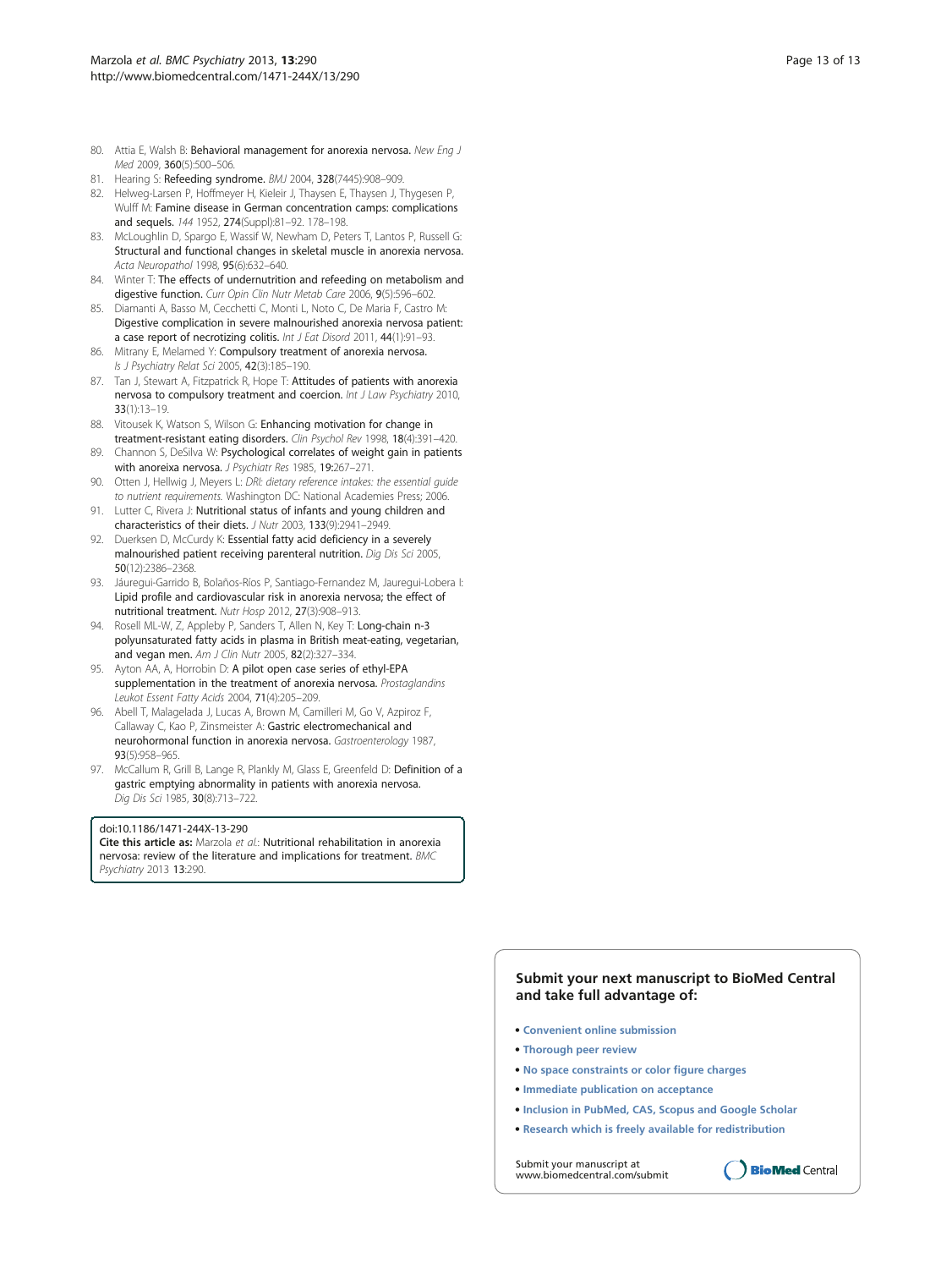80. Attia E, Walsh B: **Behavioral management for anorexia nervosa.** *New Eng J Med* 2009, **360**(5):500–506.
81. Hearing S: **Refeeding syndrome.** *BMJ* 2004, **328**(7445):908–909.
82. Helweg-Larsen P, Hoffmeyer H, Kieleir J, Thaysen E, Thaysen J, Thygesen P, Wulff M: **Famine disease in German concentration camps: complications and sequels.** *144* 1952, **274**(Suppl):81–92. 178–198.
83. McLoughlin D, Spargo E, Wassif W, Newham D, Peters T, Lantos P, Russell G: **Structural and functional changes in skeletal muscle in anorexia nervosa.** *Acta Neuropathol* 1998, **95**(6):632–640.
84. Winter T: **The effects of undernutrition and refeeding on metabolism and digestive function.** *Curr Opin Clin Nutr Metab Care* 2006, **9**(5):596–602.
85. Diamanti A, Basso M, Cecchetti C, Monti L, Noto C, De Maria F, Castro M: **Digestive complication in severe malnourished anorexia nervosa patient: a case report of necrotizing colitis.** *Int J Eat Disord* 2011, **44**(1):91–93.
86. Mitrany E, Melamed Y: **Compulsory treatment of anorexia nervosa.** *Is J Psychiatry Relat Sci* 2005, **42**(3):185–190.
87. Tan J, Stewart A, Fitzpatrick R, Hope T: **Attitudes of patients with anorexia nervosa to compulsory treatment and coercion.** *Int J Law Psychiatry* 2010, **33**(1):13–19.
88. Vitousek K, Watson S, Wilson G: **Enhancing motivation for change in treatment-resistant eating disorders.** *Clin Psychol Rev* 1998, **18**(4):391–420.
89. Channon S, DeSilva W: **Psychological correlates of weight gain in patients with anoreixa nervosa.** *J Psychiatr Res* 1985, **19**:267–271.
90. Otten J, Hellwig J, Meyers L: *DRI: dietary reference intakes: the essential guide to nutrient requirements.* Washington DC: National Academies Press; 2006.
91. Lutter C, Rivera J: **Nutritional status of infants and young children and characteristics of their diets.** *J Nutr* 2003, **133**(9):2941–2949.
92. Duerksen D, McCurdy K: **Essential fatty acid deficiency in a severely malnourished patient receiving parenteral nutrition.** *Dig Dis Sci* 2005, **50**(12):2386–2368.
93. Jáuregui-Garrido B, Bolaños-Ríos P, Santiago-Fernandez M, Jauregui-Lobera I: **Lipid profile and cardiovascular risk in anorexia nervosa; the effect of nutritional treatment.** *Nutr Hosp* 2012, **27**(3):908–913.
94. Rosell ML-W, Z, Appleby P, Sanders T, Allen N, Key T: **Long-chain n-3 polyunsaturated fatty acids in plasma in British meat-eating, vegetarian, and vegan men.** *Am J Clin Nutr* 2005, **82**(2):327–334.
95. Ayton AA, A, Horrobin D: **A pilot open case series of ethyl-EPA supplementation in the treatment of anorexia nervosa.** *Prostaglandins Leukot Essent Fatty Acids* 2004, **71**(4):205–209.
96. Abell T, Malagelada J, Lucas A, Brown M, Camilleri M, Go V, Azpiroz F, Callaway C, Kao P, Zinsmeister A: **Gastric electromechanical and neurohormonal function in anorexia nervosa.** *Gastroenterology* 1987, **93**(5):958–965.
97. McCallum R, Grill B, Lange R, Plankly M, Glass E, Greenfeld D: **Definition of a gastric emptying abnormality in patients with anorexia nervosa.** *Dig Dis Sci* 1985, **30**(8):713–722.

doi:10.1186/1471-244X-13-290

**Cite this article as:** Marzola *et al.*: Nutritional rehabilitation in anorexia nervosa: review of the literature and implications for treatment. *BMC Psychiatry* 2013 **13**:290.

**Submit your next manuscript to BioMed Central and take full advantage of:**

- **Convenient online submission**
- **Thorough peer review**
- **No space constraints or color figure charges**
- **Immediate publication on acceptance**
- **Inclusion in PubMed, CAS, Scopus and Google Scholar**
- **Research which is freely available for redistribution**

Submit your manuscript at
www.biomedcentral.com/submit

BioMed Central